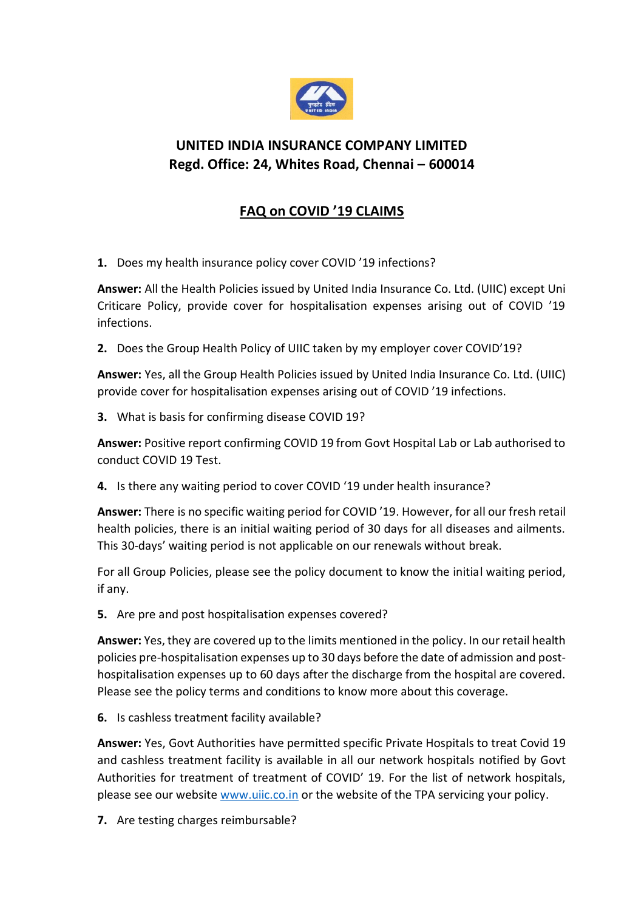## UNITED INDIA INSURANCE COMPANY LIMITED
## Regd. Office: 24, Whites Road, Chennai – 600014

# FAQ on COVID '19 CLAIMS

1. Does my health insurance policy cover COVID '19 infections?

**Answer:** All the Health Policies issued by United India Insurance Co. Ltd. (UIIC) except Uni Criticare Policy, provide cover for hospitalisation expenses arising out of COVID '19 infections.

2. Does the Group Health Policy of UIIC taken by my employer cover COVID'19?

**Answer:** Yes, all the Group Health Policies issued by United India Insurance Co. Ltd. (UIIC) provide cover for hospitalisation expenses arising out of COVID '19 infections.

3. What is basis for confirming disease COVID 19?

**Answer:** Positive report confirming COVID 19 from Govt Hospital Lab or Lab authorised to conduct COVID 19 Test.

4. Is there any waiting period to cover COVID '19 under health insurance?

**Answer:** There is no specific waiting period for COVID '19. However, for all our fresh retail health policies, there is an initial waiting period of 30 days for all diseases and ailments. This 30-days' waiting period is not applicable on our renewals without break.

For all Group Policies, please see the policy document to know the initial waiting period, if any.

5. Are pre and post hospitalisation expenses covered?

**Answer:** Yes, they are covered up to the limits mentioned in the policy. In our retail health policies pre-hospitalisation expenses up to 30 days before the date of admission and post-hospitalisation expenses up to 60 days after the discharge from the hospital are covered. Please see the policy terms and conditions to know more about this coverage.

6. Is cashless treatment facility available?

**Answer:** Yes, Govt Authorities have permitted specific Private Hospitals to treat Covid 19 and cashless treatment facility is available in all our network hospitals notified by Govt Authorities for treatment of treatment of COVID' 19. For the list of network hospitals, please see our website www.uiic.co.in or the website of the TPA servicing your policy.

7. Are testing charges reimbursable?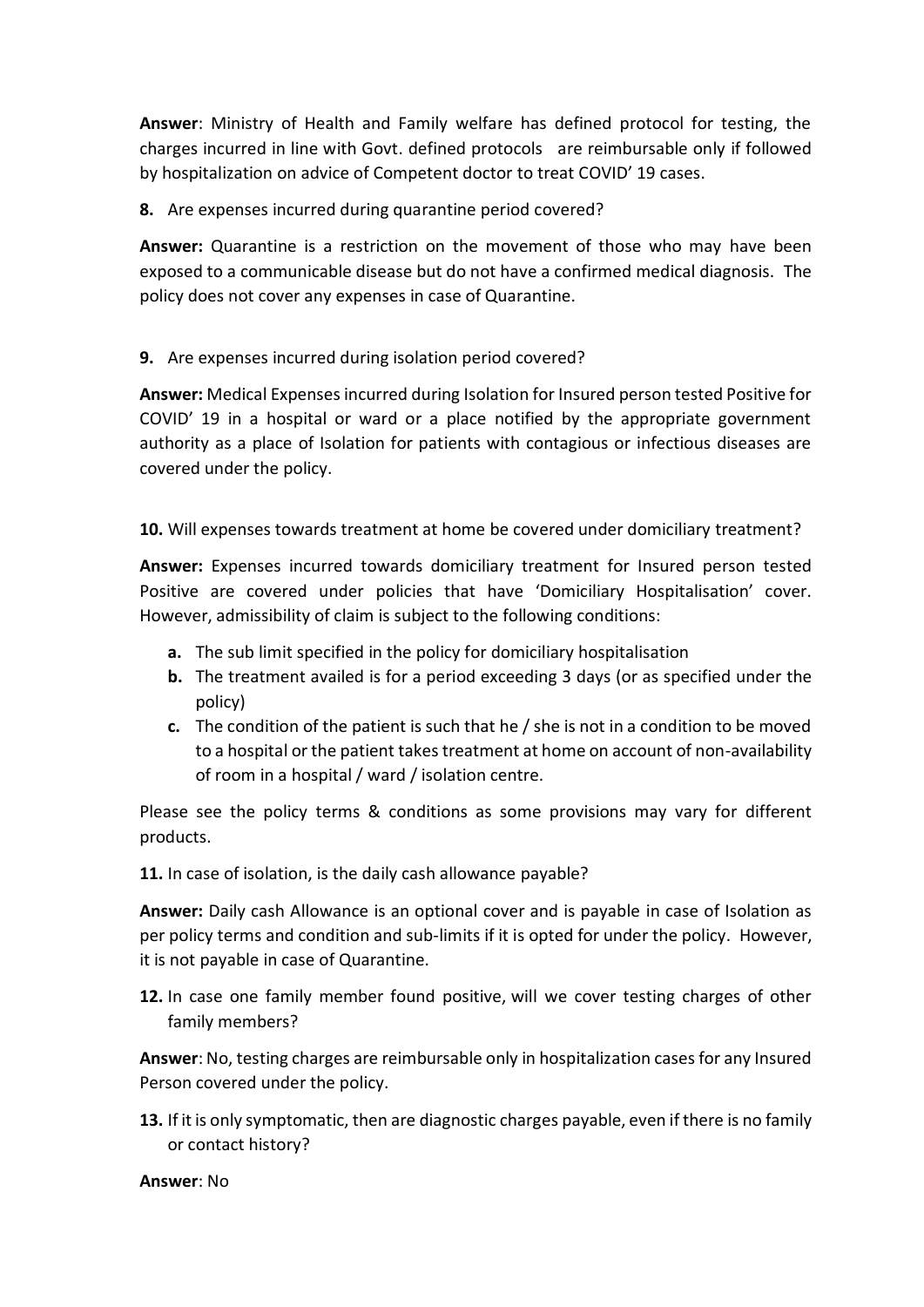**Answer**: Ministry of Health and Family welfare has defined protocol for testing, the charges incurred in line with Govt. defined protocols are reimbursable only if followed by hospitalization on advice of Competent doctor to treat COVID' 19 cases.

**8.** Are expenses incurred during quarantine period covered?

**Answer:** Quarantine is a restriction on the movement of those who may have been exposed to a communicable disease but do not have a confirmed medical diagnosis. The policy does not cover any expenses in case of Quarantine.

**9.** Are expenses incurred during isolation period covered?

**Answer:** Medical Expenses incurred during Isolation for Insured person tested Positive for COVID' 19 in a hospital or ward or a place notified by the appropriate government authority as a place of Isolation for patients with contagious or infectious diseases are covered under the policy.

**10.** Will expenses towards treatment at home be covered under domiciliary treatment?

**Answer:** Expenses incurred towards domiciliary treatment for Insured person tested Positive are covered under policies that have 'Domiciliary Hospitalisation' cover. However, admissibility of claim is subject to the following conditions:

- **a.** The sub limit specified in the policy for domiciliary hospitalisation
- **b.** The treatment availed is for a period exceeding 3 days (or as specified under the policy)
- **c.** The condition of the patient is such that he / she is not in a condition to be moved to a hospital or the patient takes treatment at home on account of non-availability of room in a hospital / ward / isolation centre.

Please see the policy terms & conditions as some provisions may vary for different products.

**11.** In case of isolation, is the daily cash allowance payable?

**Answer:** Daily cash Allowance is an optional cover and is payable in case of Isolation as per policy terms and condition and sub-limits if it is opted for under the policy. However, it is not payable in case of Quarantine.

**12.** In case one family member found positive, will we cover testing charges of other family members?

**Answer**: No, testing charges are reimbursable only in hospitalization cases for any Insured Person covered under the policy.

**13.** If it is only symptomatic, then are diagnostic charges payable, even if there is no family or contact history?

**Answer**: No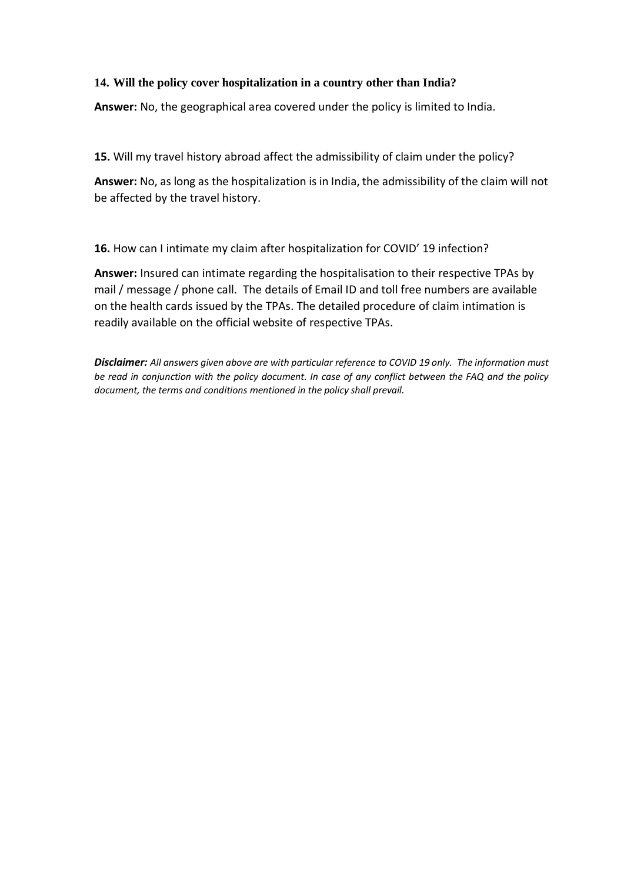**14. Will the policy cover hospitalization in a country other than India?**

**Answer:** No, the geographical area covered under the policy is limited to India.

**15.** Will my travel history abroad affect the admissibility of claim under the policy?

**Answer:** No, as long as the hospitalization is in India, the admissibility of the claim will not be affected by the travel history.

**16.** How can I intimate my claim after hospitalization for COVID' 19 infection?

**Answer:** Insured can intimate regarding the hospitalisation to their respective TPAs by mail / message / phone call. The details of Email ID and toll free numbers are available on the health cards issued by the TPAs. The detailed procedure of claim intimation is readily available on the official website of respective TPAs.

***Disclaimer:*** *All answers given above are with particular reference to COVID 19 only. The information must be read in conjunction with the policy document. In case of any conflict between the FAQ and the policy document, the terms and conditions mentioned in the policy shall prevail.*